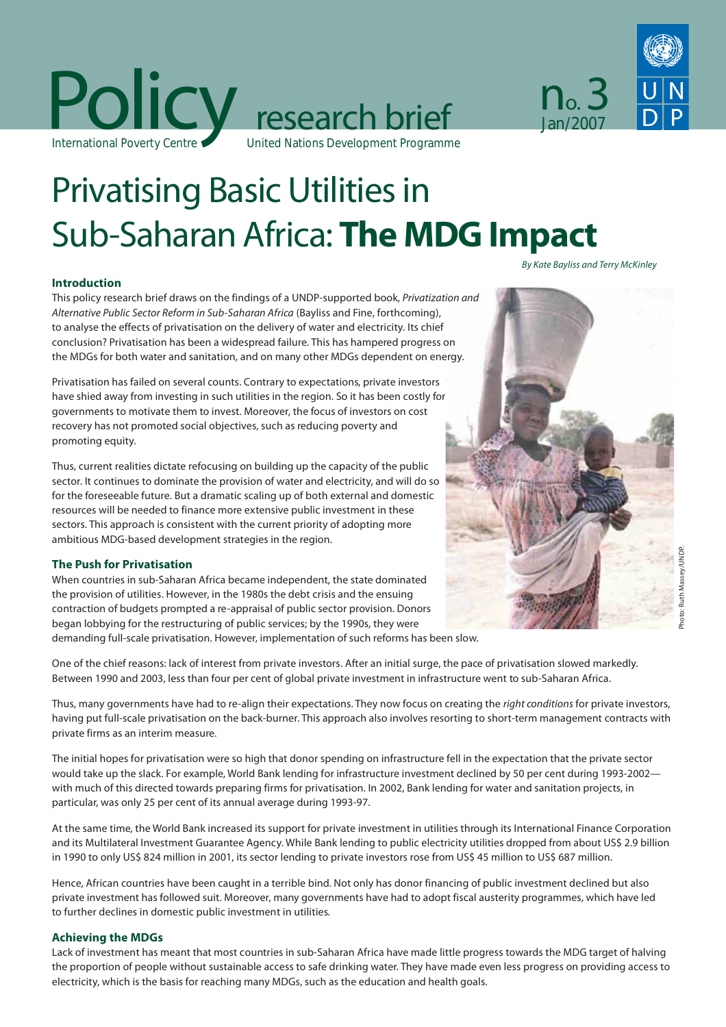Policy research brief

International Poverty Centre — United Nations Development Programme

no. 3 Jan/2007

# Privatising Basic Utilities in Sub-Saharan Africa: **The MDG Impact**

*By Kate Bayliss and Terry McKinley*

### Introduction

This policy research brief draws on the findings of a UNDP-supported book, *Privatization and Alternative Public Sector Reform in Sub-Saharan Africa* (Bayliss and Fine, forthcoming), to analyse the effects of privatisation on the delivery of water and electricity. Its chief conclusion? Privatisation has been a widespread failure. This has hampered progress on the MDGs for both water and sanitation, and on many other MDGs dependent on energy.

Privatisation has failed on several counts. Contrary to expectations, private investors have shied away from investing in such utilities in the region. So it has been costly for governments to motivate them to invest. Moreover, the focus of investors on cost recovery has not promoted social objectives, such as reducing poverty and promoting equity.

Thus, current realities dictate refocusing on building up the capacity of the public sector. It continues to dominate the provision of water and electricity, and will do so for the foreseeable future. But a dramatic scaling up of both external and domestic resources will be needed to finance more extensive public investment in these sectors. This approach is consistent with the current priority of adopting more ambitious MDG-based development strategies in the region.

Photo: Ruth Massey/UNDP.

### The Push for Privatisation

When countries in sub-Saharan Africa became independent, the state dominated the provision of utilities. However, in the 1980s the debt crisis and the ensuing contraction of budgets prompted a re-appraisal of public sector provision. Donors began lobbying for the restructuring of public services; by the 1990s, they were demanding full-scale privatisation. However, implementation of such reforms has been slow.

One of the chief reasons: lack of interest from private investors. After an initial surge, the pace of privatisation slowed markedly. Between 1990 and 2003, less than four per cent of global private investment in infrastructure went to sub-Saharan Africa.

Thus, many governments have had to re-align their expectations. They now focus on creating the *right conditions* for private investors, having put full-scale privatisation on the back-burner. This approach also involves resorting to short-term management contracts with private firms as an interim measure.

The initial hopes for privatisation were so high that donor spending on infrastructure fell in the expectation that the private sector would take up the slack. For example, World Bank lending for infrastructure investment declined by 50 per cent during 1993-2002—with much of this directed towards preparing firms for privatisation. In 2002, Bank lending for water and sanitation projects, in particular, was only 25 per cent of its annual average during 1993-97.

At the same time, the World Bank increased its support for private investment in utilities through its International Finance Corporation and its Multilateral Investment Guarantee Agency. While Bank lending to public electricity utilities dropped from about US$ 2.9 billion in 1990 to only US$ 824 million in 2001, its sector lending to private investors rose from US$ 45 million to US$ 687 million.

Hence, African countries have been caught in a terrible bind. Not only has donor financing of public investment declined but also private investment has followed suit. Moreover, many governments have had to adopt fiscal austerity programmes, which have led to further declines in domestic public investment in utilities.

### Achieving the MDGs

Lack of investment has meant that most countries in sub-Saharan Africa have made little progress towards the MDG target of halving the proportion of people without sustainable access to safe drinking water. They have made even less progress on providing access to electricity, which is the basis for reaching many MDGs, such as the education and health goals.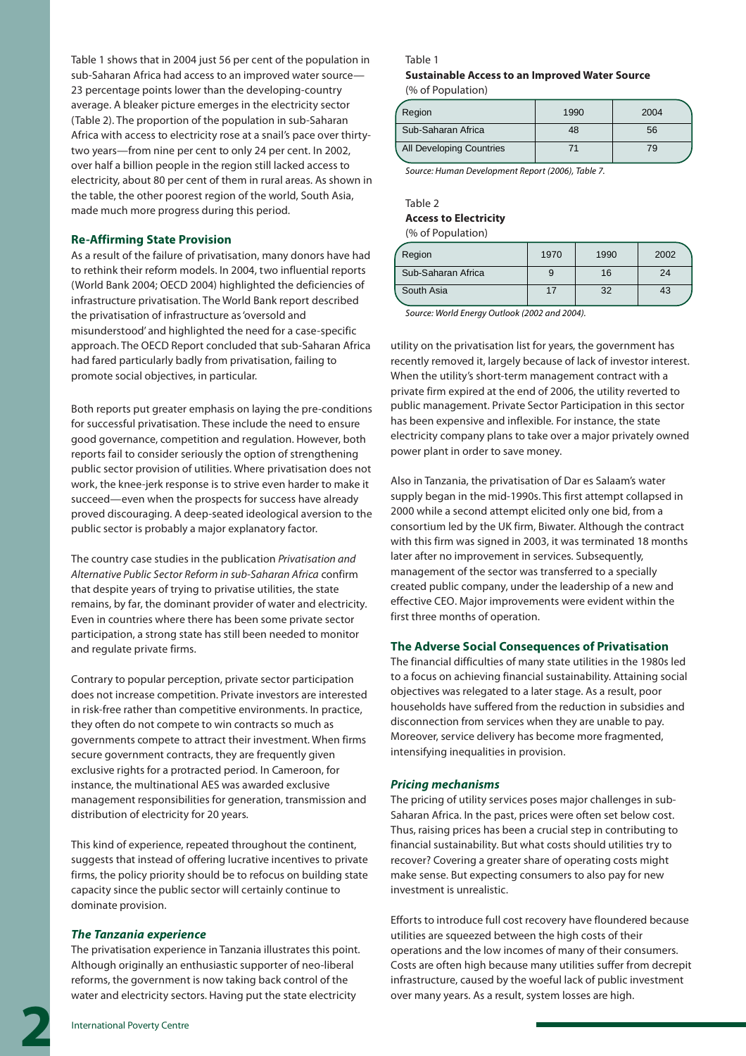Table 1 shows that in 2004 just 56 per cent of the population in sub-Saharan Africa had access to an improved water source—23 percentage points lower than the developing-country average. A bleaker picture emerges in the electricity sector (Table 2). The proportion of the population in sub-Saharan Africa with access to electricity rose at a snail's pace over thirty-two years—from nine per cent to only 24 per cent. In 2002, over half a billion people in the region still lacked access to electricity, about 80 per cent of them in rural areas. As shown in the table, the other poorest region of the world, South Asia, made much more progress during this period.

### Re-Affirming State Provision

As a result of the failure of privatisation, many donors have had to rethink their reform models. In 2004, two influential reports (World Bank 2004; OECD 2004) highlighted the deficiencies of infrastructure privatisation. The World Bank report described the privatisation of infrastructure as 'oversold and misunderstood' and highlighted the need for a case-specific approach. The OECD Report concluded that sub-Saharan Africa had fared particularly badly from privatisation, failing to promote social objectives, in particular.

Both reports put greater emphasis on laying the pre-conditions for successful privatisation. These include the need to ensure good governance, competition and regulation. However, both reports fail to consider seriously the option of strengthening public sector provision of utilities. Where privatisation does not work, the knee-jerk response is to strive even harder to make it succeed—even when the prospects for success have already proved discouraging. A deep-seated ideological aversion to the public sector is probably a major explanatory factor.

The country case studies in the publication *Privatisation and Alternative Public Sector Reform in sub-Saharan Africa* confirm that despite years of trying to privatise utilities, the state remains, by far, the dominant provider of water and electricity. Even in countries where there has been some private sector participation, a strong state has still been needed to monitor and regulate private firms.

Contrary to popular perception, private sector participation does not increase competition. Private investors are interested in risk-free rather than competitive environments. In practice, they often do not compete to win contracts so much as governments compete to attract their investment. When firms secure government contracts, they are frequently given exclusive rights for a protracted period. In Cameroon, for instance, the multinational AES was awarded exclusive management responsibilities for generation, transmission and distribution of electricity for 20 years.

This kind of experience, repeated throughout the continent, suggests that instead of offering lucrative incentives to private firms, the policy priority should be to refocus on building state capacity since the public sector will certainly continue to dominate provision.

#### *The Tanzania experience*

The privatisation experience in Tanzania illustrates this point. Although originally an enthusiastic supporter of neo-liberal reforms, the government is now taking back control of the water and electricity sectors. Having put the state electricity utility on the privatisation list for years, the government has recently removed it, largely because of lack of investor interest. When the utility's short-term management contract with a private firm expired at the end of 2006, the utility reverted to public management. Private Sector Participation in this sector has been expensive and inflexible. For instance, the state electricity company plans to take over a major privately owned power plant in order to save money.

Also in Tanzania, the privatisation of Dar es Salaam's water supply began in the mid-1990s. This first attempt collapsed in 2000 while a second attempt elicited only one bid, from a consortium led by the UK firm, Biwater. Although the contract with this firm was signed in 2003, it was terminated 18 months later after no improvement in services. Subsequently, management of the sector was transferred to a specially created public company, under the leadership of a new and effective CEO. Major improvements were evident within the first three months of operation.

Table 1
**Sustainable Access to an Improved Water Source**
(% of Population)

| Region | 1990 | 2004 |
|---|---|---|
| Sub-Saharan Africa | 48 | 56 |
| All Developing Countries | 71 | 79 |

*Source: Human Development Report (2006), Table 7.*

Table 2
**Access to Electricity**
(% of Population)

| Region | 1970 | 1990 | 2002 |
|---|---|---|---|
| Sub-Saharan Africa | 9 | 16 | 24 |
| South Asia | 17 | 32 | 43 |

*Source: World Energy Outlook (2002 and 2004).*

### The Adverse Social Consequences of Privatisation

The financial difficulties of many state utilities in the 1980s led to a focus on achieving financial sustainability. Attaining social objectives was relegated to a later stage. As a result, poor households have suffered from the reduction in subsidies and disconnection from services when they are unable to pay. Moreover, service delivery has become more fragmented, intensifying inequalities in provision.

#### *Pricing mechanisms*

The pricing of utility services poses major challenges in sub-Saharan Africa. In the past, prices were often set below cost. Thus, raising prices has been a crucial step in contributing to financial sustainability. But what costs should utilities try to recover? Covering a greater share of operating costs might make sense. But expecting consumers to also pay for new investment is unrealistic.

Efforts to introduce full cost recovery have floundered because utilities are squeezed between the high costs of their operations and the low incomes of many of their consumers. Costs are often high because many utilities suffer from decrepit infrastructure, caused by the woeful lack of public investment over many years. As a result, system losses are high.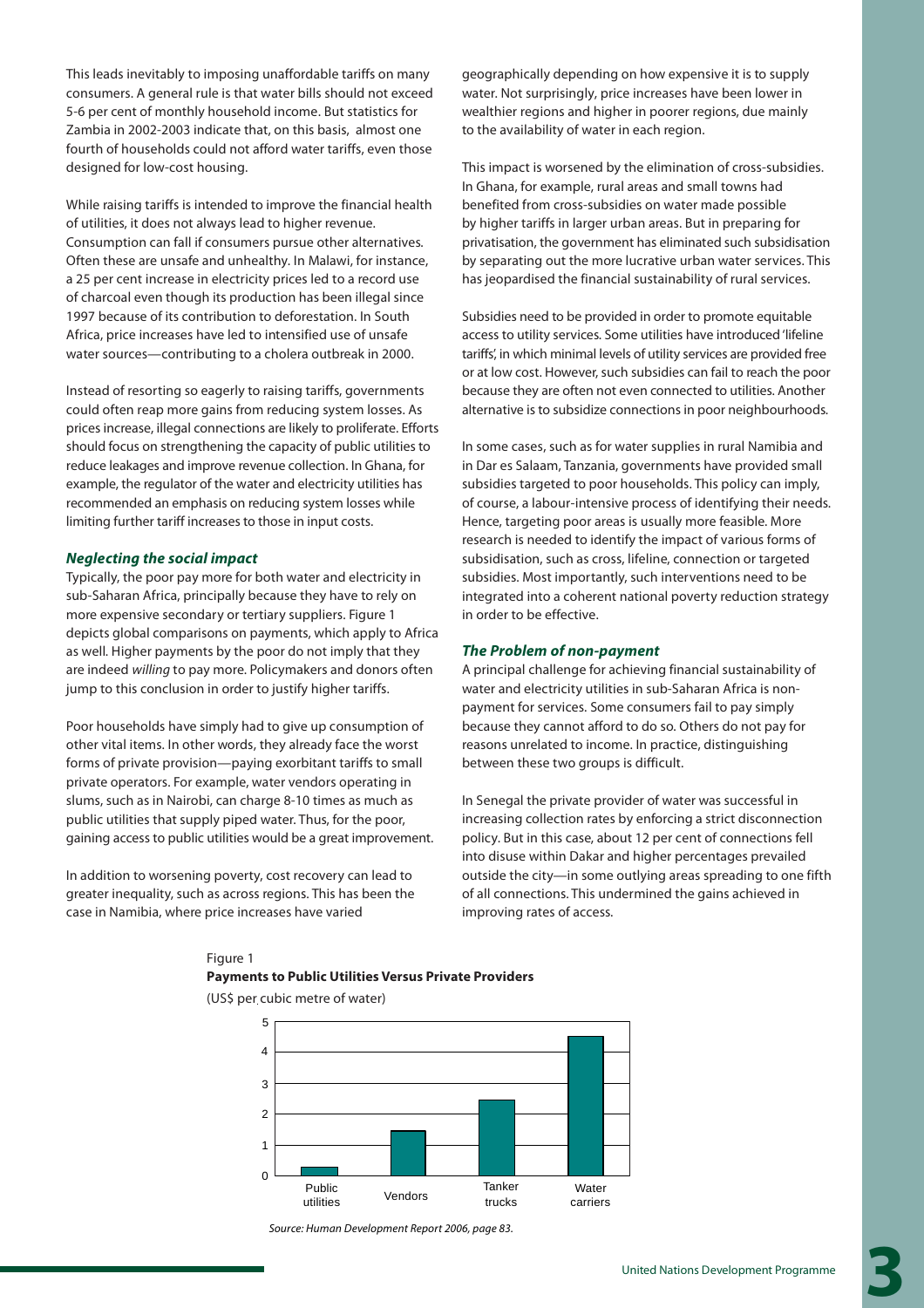This leads inevitably to imposing unaffordable tariffs on many consumers. A general rule is that water bills should not exceed 5-6 per cent of monthly household income. But statistics for Zambia in 2002-2003 indicate that, on this basis, almost one fourth of households could not afford water tariffs, even those designed for low-cost housing.

While raising tariffs is intended to improve the financial health of utilities, it does not always lead to higher revenue. Consumption can fall if consumers pursue other alternatives. Often these are unsafe and unhealthy. In Malawi, for instance, a 25 per cent increase in electricity prices led to a record use of charcoal even though its production has been illegal since 1997 because of its contribution to deforestation. In South Africa, price increases have led to intensified use of unsafe water sources—contributing to a cholera outbreak in 2000.

Instead of resorting so eagerly to raising tariffs, governments could often reap more gains from reducing system losses. As prices increase, illegal connections are likely to proliferate. Efforts should focus on strengthening the capacity of public utilities to reduce leakages and improve revenue collection. In Ghana, for example, the regulator of the water and electricity utilities has recommended an emphasis on reducing system losses while limiting further tariff increases to those in input costs.

### *Neglecting the social impact*

Typically, the poor pay more for both water and electricity in sub-Saharan Africa, principally because they have to rely on more expensive secondary or tertiary suppliers. Figure 1 depicts global comparisons on payments, which apply to Africa as well. Higher payments by the poor do not imply that they are indeed *willing* to pay more. Policymakers and donors often jump to this conclusion in order to justify higher tariffs.

Poor households have simply had to give up consumption of other vital items. In other words, they already face the worst forms of private provision—paying exorbitant tariffs to small private operators. For example, water vendors operating in slums, such as in Nairobi, can charge 8-10 times as much as public utilities that supply piped water. Thus, for the poor, gaining access to public utilities would be a great improvement.

In addition to worsening poverty, cost recovery can lead to greater inequality, such as across regions. This has been the case in Namibia, where price increases have varied geographically depending on how expensive it is to supply water. Not surprisingly, price increases have been lower in wealthier regions and higher in poorer regions, due mainly to the availability of water in each region.

This impact is worsened by the elimination of cross-subsidies. In Ghana, for example, rural areas and small towns had benefited from cross-subsidies on water made possible by higher tariffs in larger urban areas. But in preparing for privatisation, the government has eliminated such subsidisation by separating out the more lucrative urban water services. This has jeopardised the financial sustainability of rural services.

Subsidies need to be provided in order to promote equitable access to utility services. Some utilities have introduced 'lifeline tariffs', in which minimal levels of utility services are provided free or at low cost. However, such subsidies can fail to reach the poor because they are often not even connected to utilities. Another alternative is to subsidize connections in poor neighbourhoods.

In some cases, such as for water supplies in rural Namibia and in Dar es Salaam, Tanzania, governments have provided small subsidies targeted to poor households. This policy can imply, of course, a labour-intensive process of identifying their needs. Hence, targeting poor areas is usually more feasible. More research is needed to identify the impact of various forms of subsidisation, such as cross, lifeline, connection or targeted subsidies. Most importantly, such interventions need to be integrated into a coherent national poverty reduction strategy in order to be effective.

### *The Problem of non-payment*

A principal challenge for achieving financial sustainability of water and electricity utilities in sub-Saharan Africa is non-payment for services. Some consumers fail to pay simply because they cannot afford to do so. Others do not pay for reasons unrelated to income. In practice, distinguishing between these two groups is difficult.

In Senegal the private provider of water was successful in increasing collection rates by enforcing a strict disconnection policy. But in this case, about 12 per cent of connections fell into disuse within Dakar and higher percentages prevailed outside the city—in some outlying areas spreading to one fifth of all connections. This undermined the gains achieved in improving rates of access.

Figure 1

**Payments to Public Utilities Versus Private Providers**

(US$ per cubic metre of water)

| Provider | US$ per cubic metre |
|---|---|
| Public utilities | ~0.3 |
| Vendors | ~1.5 |
| Tanker trucks | ~2.5 |
| Water carriers | ~4.5 |

*Source: Human Development Report 2006, page 83.*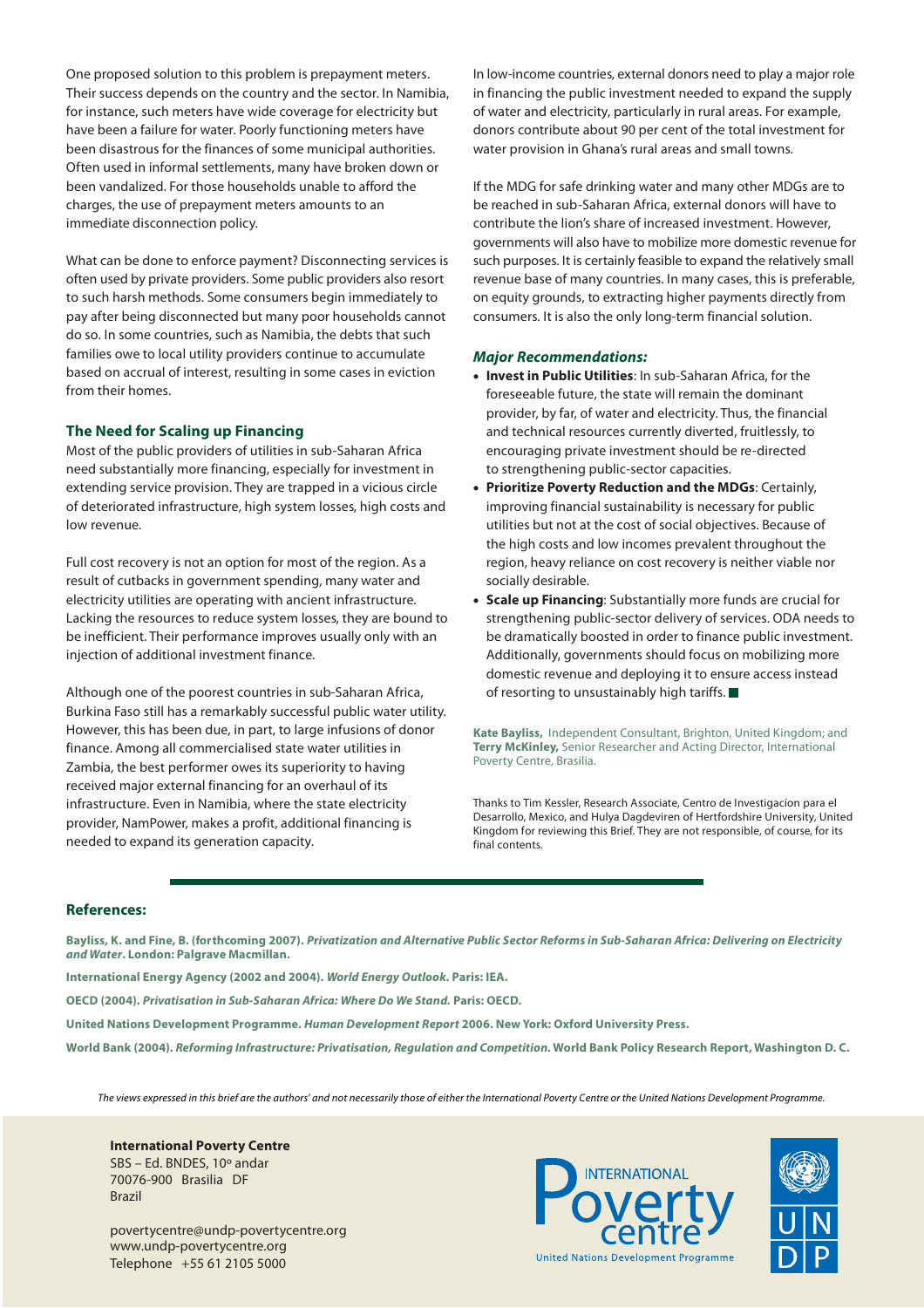One proposed solution to this problem is prepayment meters. Their success depends on the country and the sector. In Namibia, for instance, such meters have wide coverage for electricity but have been a failure for water. Poorly functioning meters have been disastrous for the finances of some municipal authorities. Often used in informal settlements, many have broken down or been vandalized. For those households unable to afford the charges, the use of prepayment meters amounts to an immediate disconnection policy.

What can be done to enforce payment? Disconnecting services is often used by private providers. Some public providers also resort to such harsh methods. Some consumers begin immediately to pay after being disconnected but many poor households cannot do so. In some countries, such as Namibia, the debts that such families owe to local utility providers continue to accumulate based on accrual of interest, resulting in some cases in eviction from their homes.

### The Need for Scaling up Financing

Most of the public providers of utilities in sub-Saharan Africa need substantially more financing, especially for investment in extending service provision. They are trapped in a vicious circle of deteriorated infrastructure, high system losses, high costs and low revenue.

Full cost recovery is not an option for most of the region. As a result of cutbacks in government spending, many water and electricity utilities are operating with ancient infrastructure. Lacking the resources to reduce system losses, they are bound to be inefficient. Their performance improves usually only with an injection of additional investment finance.

Although one of the poorest countries in sub-Saharan Africa, Burkina Faso still has a remarkably successful public water utility. However, this has been due, in part, to large infusions of donor finance. Among all commercialised state water utilities in Zambia, the best performer owes its superiority to having received major external financing for an overhaul of its infrastructure. Even in Namibia, where the state electricity provider, NamPower, makes a profit, additional financing is needed to expand its generation capacity.

In low-income countries, external donors need to play a major role in financing the public investment needed to expand the supply of water and electricity, particularly in rural areas. For example, donors contribute about 90 per cent of the total investment for water provision in Ghana's rural areas and small towns.

If the MDG for safe drinking water and many other MDGs are to be reached in sub-Saharan Africa, external donors will have to contribute the lion's share of increased investment. However, governments will also have to mobilize more domestic revenue for such purposes. It is certainly feasible to expand the relatively small revenue base of many countries. In many cases, this is preferable, on equity grounds, to extracting higher payments directly from consumers. It is also the only long-term financial solution.

### *Major Recommendations:*

- **Invest in Public Utilities**: In sub-Saharan Africa, for the foreseeable future, the state will remain the dominant provider, by far, of water and electricity. Thus, the financial and technical resources currently diverted, fruitlessly, to encouraging private investment should be re-directed to strengthening public-sector capacities.
- **Prioritize Poverty Reduction and the MDGs**: Certainly, improving financial sustainability is necessary for public utilities but not at the cost of social objectives. Because of the high costs and low incomes prevalent throughout the region, heavy reliance on cost recovery is neither viable nor socially desirable.
- **Scale up Financing**: Substantially more funds are crucial for strengthening public-sector delivery of services. ODA needs to be dramatically boosted in order to finance public investment. Additionally, governments should focus on mobilizing more domestic revenue and deploying it to ensure access instead of resorting to unsustainably high tariffs.

**Kate Bayliss,** Independent Consultant, Brighton, United Kingdom; and **Terry McKinley,** Senior Researcher and Acting Director, International Poverty Centre, Brasilia.

Thanks to Tim Kessler, Research Associate, Centro de Investigacíon para el Desarrollo, Mexico, and Hulya Dagdeviren of Hertfordshire University, United Kingdom for reviewing this Brief. They are not responsible, of course, for its final contents.

### References:

**Bayliss, K. and Fine, B. (forthcoming 2007). *Privatization and Alternative Public Sector Reforms in Sub-Saharan Africa: Delivering on Electricity and Water*. London: Palgrave Macmillan.**

**International Energy Agency (2002 and 2004). *World Energy Outlook*. Paris: IEA.**

**OECD (2004). *Privatisation in Sub-Saharan Africa: Where Do We Stand.* Paris: OECD.**

**United Nations Development Programme. *Human Development Report* 2006. New York: Oxford University Press.**

**World Bank (2004). *Reforming Infrastructure: Privatisation, Regulation and Competition*. World Bank Policy Research Report, Washington D. C.**

*The views expressed in this brief are the authors' and not necessarily those of either the International Poverty Centre or the United Nations Development Programme.*

**International Poverty Centre**
SBS – Ed. BNDES, 10º andar
70076-900 Brasilia DF
Brazil

povertycentre@undp-povertycentre.org
www.undp-povertycentre.org
Telephone +55 61 2105 5000

International Poverty centre
United Nations Development Programme